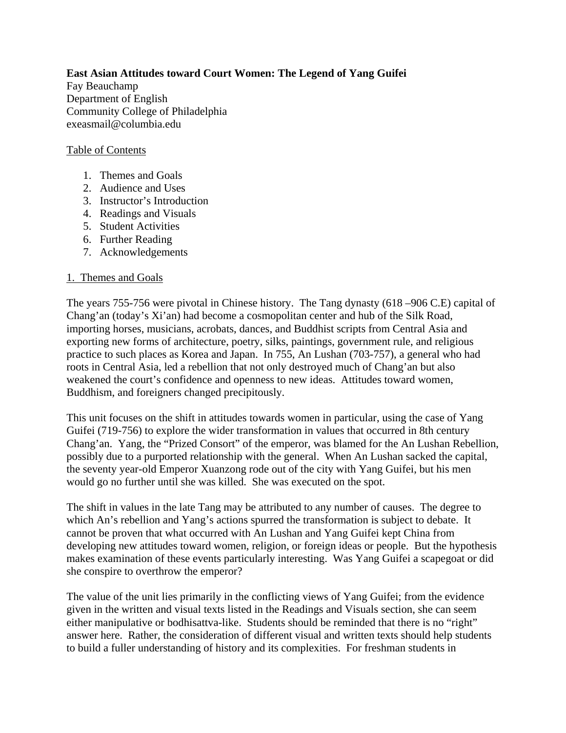**East Asian Attitudes toward Court Women: The Legend of Yang Guifei**

Fay Beauchamp
Department of English
Community College of Philadelphia
exeasmail@columbia.edu

Table of Contents

1. Themes and Goals
2. Audience and Uses
3. Instructor's Introduction
4. Readings and Visuals
5. Student Activities
6. Further Reading
7. Acknowledgements

## 1. Themes and Goals

The years 755-756 were pivotal in Chinese history. The Tang dynasty (618 –906 C.E) capital of Chang'an (today's Xi'an) had become a cosmopolitan center and hub of the Silk Road, importing horses, musicians, acrobats, dances, and Buddhist scripts from Central Asia and exporting new forms of architecture, poetry, silks, paintings, government rule, and religious practice to such places as Korea and Japan. In 755, An Lushan (703-757), a general who had roots in Central Asia, led a rebellion that not only destroyed much of Chang'an but also weakened the court's confidence and openness to new ideas. Attitudes toward women, Buddhism, and foreigners changed precipitously.

This unit focuses on the shift in attitudes towards women in particular, using the case of Yang Guifei (719-756) to explore the wider transformation in values that occurred in 8th century Chang'an. Yang, the "Prized Consort" of the emperor, was blamed for the An Lushan Rebellion, possibly due to a purported relationship with the general. When An Lushan sacked the capital, the seventy year-old Emperor Xuanzong rode out of the city with Yang Guifei, but his men would go no further until she was killed. She was executed on the spot.

The shift in values in the late Tang may be attributed to any number of causes. The degree to which An's rebellion and Yang's actions spurred the transformation is subject to debate. It cannot be proven that what occurred with An Lushan and Yang Guifei kept China from developing new attitudes toward women, religion, or foreign ideas or people. But the hypothesis makes examination of these events particularly interesting. Was Yang Guifei a scapegoat or did she conspire to overthrow the emperor?

The value of the unit lies primarily in the conflicting views of Yang Guifei; from the evidence given in the written and visual texts listed in the Readings and Visuals section, she can seem either manipulative or bodhisattva-like. Students should be reminded that there is no "right" answer here. Rather, the consideration of different visual and written texts should help students to build a fuller understanding of history and its complexities. For freshman students in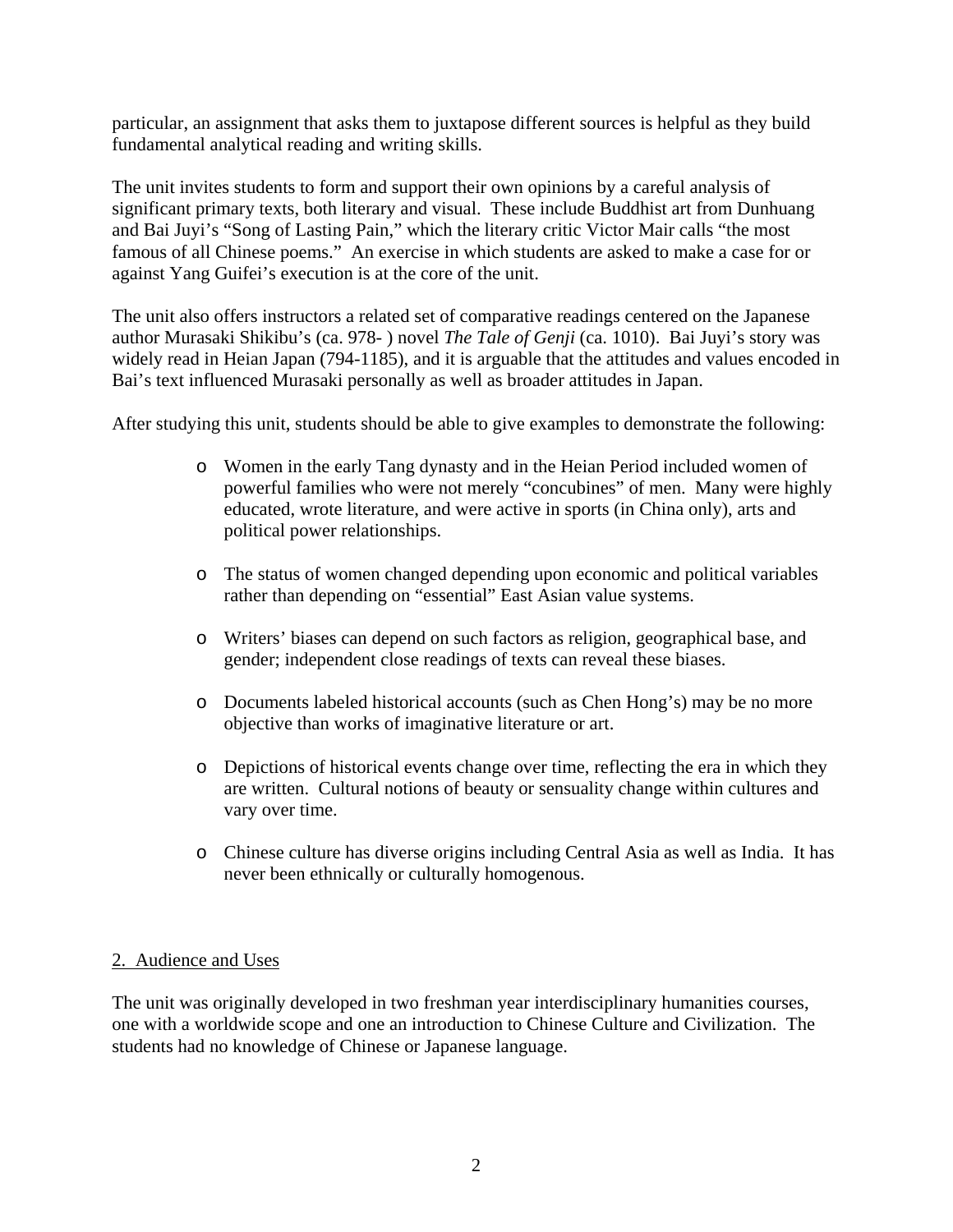particular, an assignment that asks them to juxtapose different sources is helpful as they build fundamental analytical reading and writing skills.

The unit invites students to form and support their own opinions by a careful analysis of significant primary texts, both literary and visual. These include Buddhist art from Dunhuang and Bai Juyi's "Song of Lasting Pain," which the literary critic Victor Mair calls "the most famous of all Chinese poems." An exercise in which students are asked to make a case for or against Yang Guifei's execution is at the core of the unit.

The unit also offers instructors a related set of comparative readings centered on the Japanese author Murasaki Shikibu's (ca. 978- ) novel *The Tale of Genji* (ca. 1010). Bai Juyi's story was widely read in Heian Japan (794-1185), and it is arguable that the attitudes and values encoded in Bai's text influenced Murasaki personally as well as broader attitudes in Japan.

After studying this unit, students should be able to give examples to demonstrate the following:

- Women in the early Tang dynasty and in the Heian Period included women of powerful families who were not merely "concubines" of men. Many were highly educated, wrote literature, and were active in sports (in China only), arts and political power relationships.
- The status of women changed depending upon economic and political variables rather than depending on "essential" East Asian value systems.
- Writers' biases can depend on such factors as religion, geographical base, and gender; independent close readings of texts can reveal these biases.
- Documents labeled historical accounts (such as Chen Hong's) may be no more objective than works of imaginative literature or art.
- Depictions of historical events change over time, reflecting the era in which they are written. Cultural notions of beauty or sensuality change within cultures and vary over time.
- Chinese culture has diverse origins including Central Asia as well as India. It has never been ethnically or culturally homogenous.

## 2. Audience and Uses

The unit was originally developed in two freshman year interdisciplinary humanities courses, one with a worldwide scope and one an introduction to Chinese Culture and Civilization. The students had no knowledge of Chinese or Japanese language.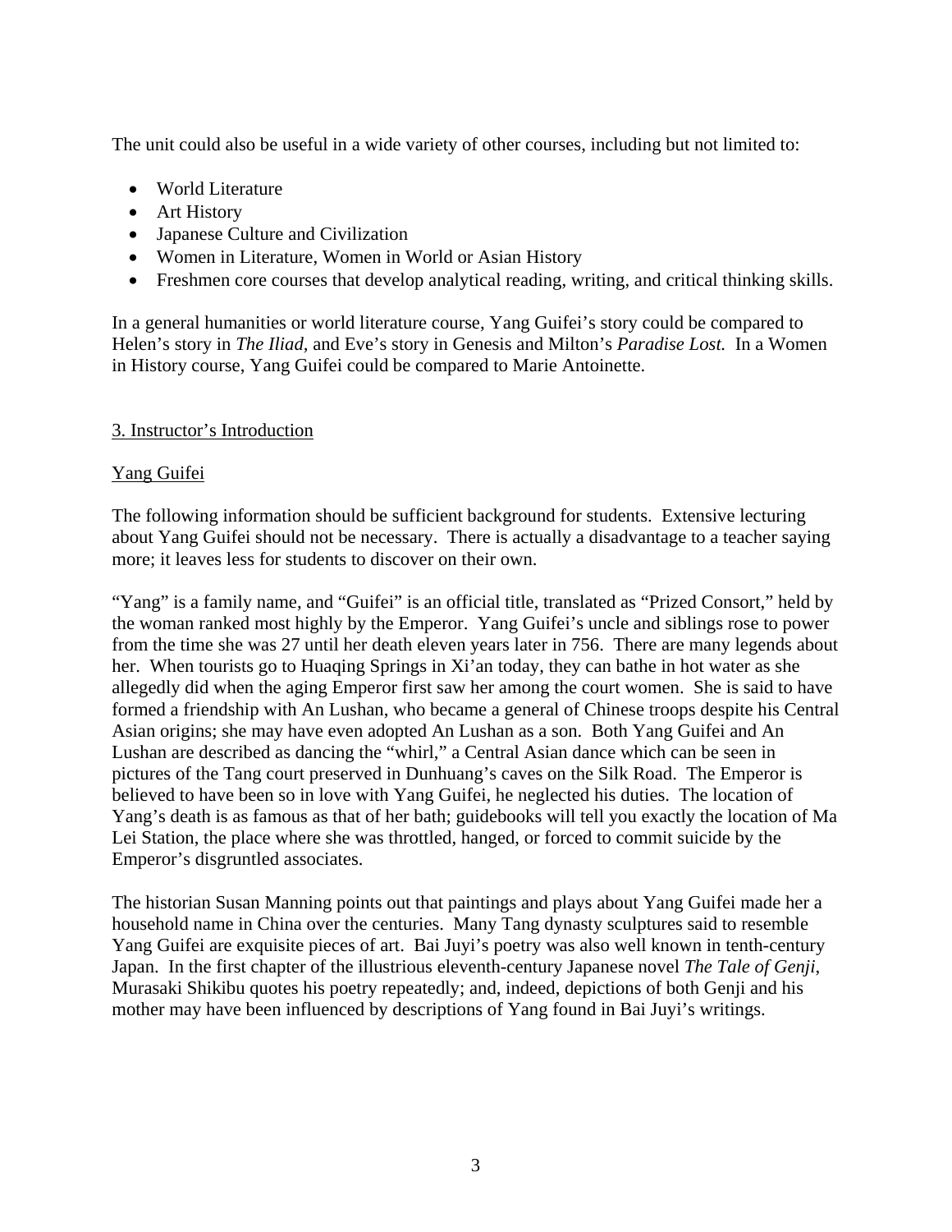The unit could also be useful in a wide variety of other courses, including but not limited to:

- World Literature
- Art History
- Japanese Culture and Civilization
- Women in Literature, Women in World or Asian History
- Freshmen core courses that develop analytical reading, writing, and critical thinking skills.

In a general humanities or world literature course, Yang Guifei's story could be compared to Helen's story in *The Iliad,* and Eve's story in Genesis and Milton's *Paradise Lost.* In a Women in History course, Yang Guifei could be compared to Marie Antoinette.

## 3. Instructor's Introduction

### Yang Guifei

The following information should be sufficient background for students. Extensive lecturing about Yang Guifei should not be necessary. There is actually a disadvantage to a teacher saying more; it leaves less for students to discover on their own.

"Yang" is a family name, and "Guifei" is an official title, translated as "Prized Consort," held by the woman ranked most highly by the Emperor. Yang Guifei's uncle and siblings rose to power from the time she was 27 until her death eleven years later in 756. There are many legends about her. When tourists go to Huaqing Springs in Xi'an today, they can bathe in hot water as she allegedly did when the aging Emperor first saw her among the court women. She is said to have formed a friendship with An Lushan, who became a general of Chinese troops despite his Central Asian origins; she may have even adopted An Lushan as a son. Both Yang Guifei and An Lushan are described as dancing the "whirl," a Central Asian dance which can be seen in pictures of the Tang court preserved in Dunhuang's caves on the Silk Road. The Emperor is believed to have been so in love with Yang Guifei, he neglected his duties. The location of Yang's death is as famous as that of her bath; guidebooks will tell you exactly the location of Ma Lei Station, the place where she was throttled, hanged, or forced to commit suicide by the Emperor's disgruntled associates.

The historian Susan Manning points out that paintings and plays about Yang Guifei made her a household name in China over the centuries. Many Tang dynasty sculptures said to resemble Yang Guifei are exquisite pieces of art. Bai Juyi's poetry was also well known in tenth-century Japan. In the first chapter of the illustrious eleventh-century Japanese novel *The Tale of Genji*, Murasaki Shikibu quotes his poetry repeatedly; and, indeed, depictions of both Genji and his mother may have been influenced by descriptions of Yang found in Bai Juyi's writings.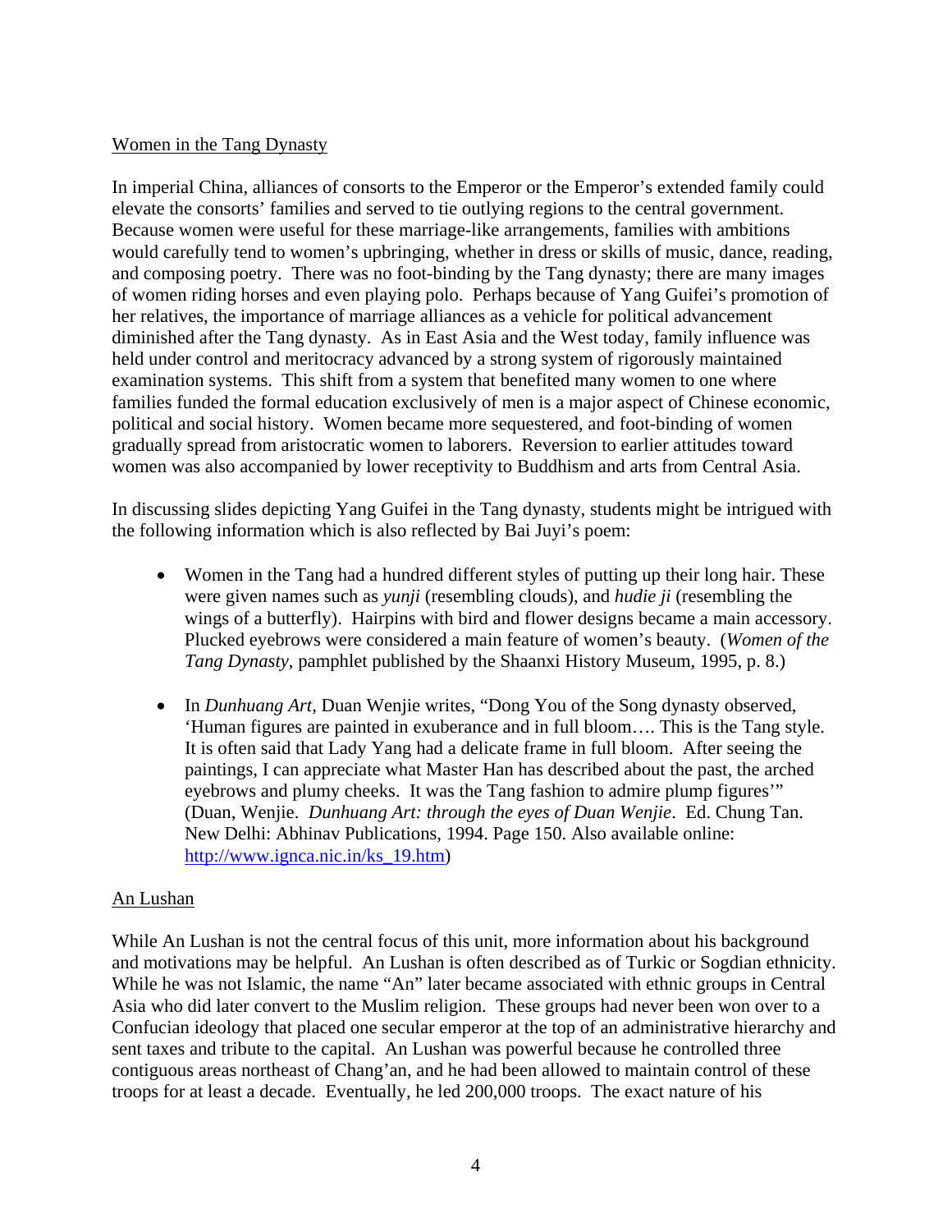## Women in the Tang Dynasty

In imperial China, alliances of consorts to the Emperor or the Emperor's extended family could elevate the consorts' families and served to tie outlying regions to the central government. Because women were useful for these marriage-like arrangements, families with ambitions would carefully tend to women's upbringing, whether in dress or skills of music, dance, reading, and composing poetry. There was no foot-binding by the Tang dynasty; there are many images of women riding horses and even playing polo. Perhaps because of Yang Guifei's promotion of her relatives, the importance of marriage alliances as a vehicle for political advancement diminished after the Tang dynasty. As in East Asia and the West today, family influence was held under control and meritocracy advanced by a strong system of rigorously maintained examination systems. This shift from a system that benefited many women to one where families funded the formal education exclusively of men is a major aspect of Chinese economic, political and social history. Women became more sequestered, and foot-binding of women gradually spread from aristocratic women to laborers. Reversion to earlier attitudes toward women was also accompanied by lower receptivity to Buddhism and arts from Central Asia.

In discussing slides depicting Yang Guifei in the Tang dynasty, students might be intrigued with the following information which is also reflected by Bai Juyi's poem:

- Women in the Tang had a hundred different styles of putting up their long hair. These were given names such as *yunji* (resembling clouds), and *hudie ji* (resembling the wings of a butterfly). Hairpins with bird and flower designs became a main accessory. Plucked eyebrows were considered a main feature of women's beauty. (*Women of the Tang Dynasty*, pamphlet published by the Shaanxi History Museum, 1995, p. 8.)

- In *Dunhuang Art*, Duan Wenjie writes, "Dong You of the Song dynasty observed, 'Human figures are painted in exuberance and in full bloom…. This is the Tang style. It is often said that Lady Yang had a delicate frame in full bloom. After seeing the paintings, I can appreciate what Master Han has described about the past, the arched eyebrows and plumy cheeks. It was the Tang fashion to admire plump figures'" (Duan, Wenjie. *Dunhuang Art: through the eyes of Duan Wenjie*. Ed. Chung Tan. New Delhi: Abhinav Publications, 1994. Page 150. Also available online: http://www.ignca.nic.in/ks_19.htm)

## An Lushan

While An Lushan is not the central focus of this unit, more information about his background and motivations may be helpful. An Lushan is often described as of Turkic or Sogdian ethnicity. While he was not Islamic, the name "An" later became associated with ethnic groups in Central Asia who did later convert to the Muslim religion. These groups had never been won over to a Confucian ideology that placed one secular emperor at the top of an administrative hierarchy and sent taxes and tribute to the capital. An Lushan was powerful because he controlled three contiguous areas northeast of Chang'an, and he had been allowed to maintain control of these troops for at least a decade. Eventually, he led 200,000 troops. The exact nature of his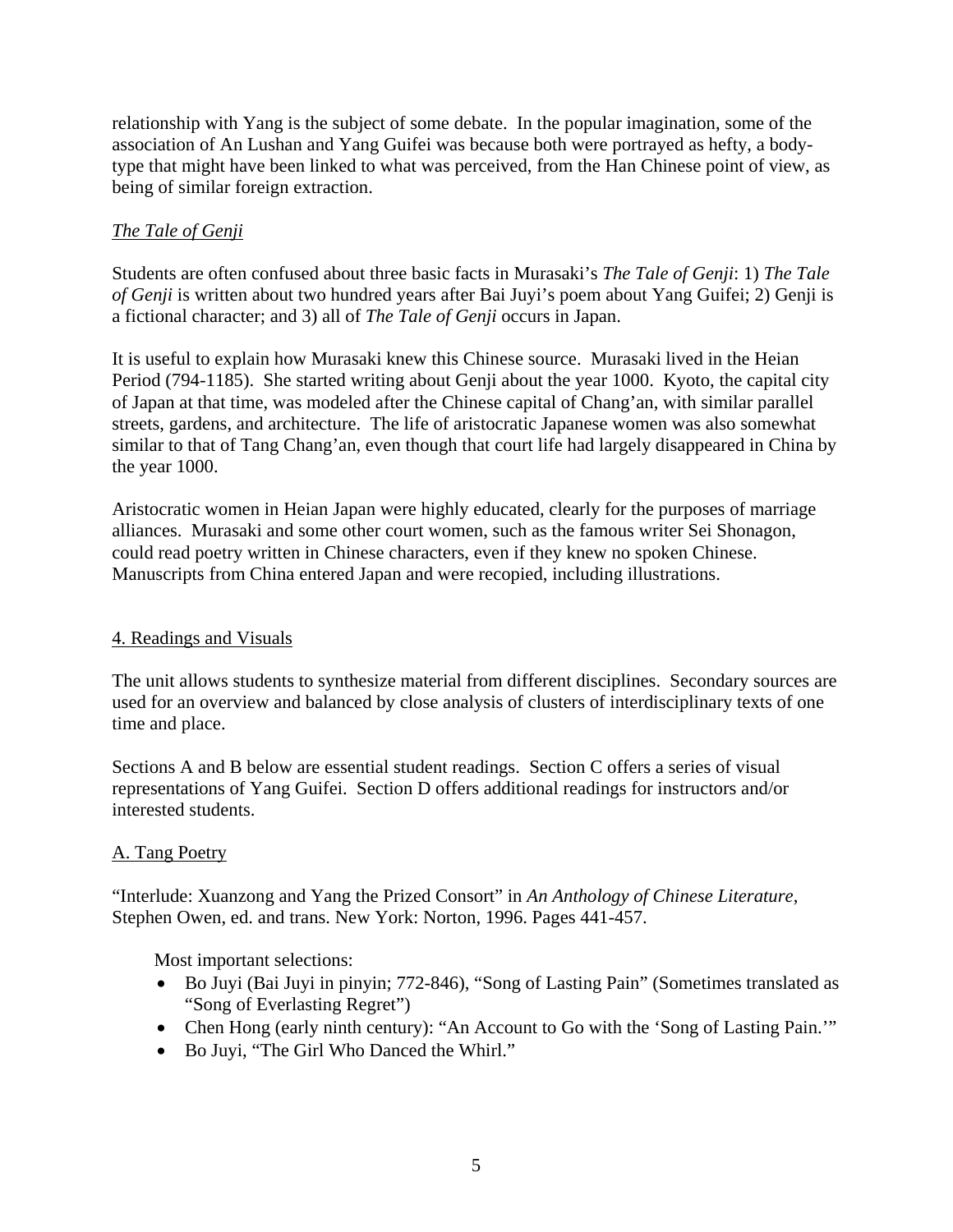relationship with Yang is the subject of some debate. In the popular imagination, some of the association of An Lushan and Yang Guifei was because both were portrayed as hefty, a body-type that might have been linked to what was perceived, from the Han Chinese point of view, as being of similar foreign extraction.

### *The Tale of Genji*

Students are often confused about three basic facts in Murasaki's *The Tale of Genji*: 1) *The Tale of Genji* is written about two hundred years after Bai Juyi's poem about Yang Guifei; 2) Genji is a fictional character; and 3) all of *The Tale of Genji* occurs in Japan.

It is useful to explain how Murasaki knew this Chinese source. Murasaki lived in the Heian Period (794-1185). She started writing about Genji about the year 1000. Kyoto, the capital city of Japan at that time, was modeled after the Chinese capital of Chang'an, with similar parallel streets, gardens, and architecture. The life of aristocratic Japanese women was also somewhat similar to that of Tang Chang'an, even though that court life had largely disappeared in China by the year 1000.

Aristocratic women in Heian Japan were highly educated, clearly for the purposes of marriage alliances. Murasaki and some other court women, such as the famous writer Sei Shonagon, could read poetry written in Chinese characters, even if they knew no spoken Chinese. Manuscripts from China entered Japan and were recopied, including illustrations.

## 4. Readings and Visuals

The unit allows students to synthesize material from different disciplines. Secondary sources are used for an overview and balanced by close analysis of clusters of interdisciplinary texts of one time and place.

Sections A and B below are essential student readings. Section C offers a series of visual representations of Yang Guifei. Section D offers additional readings for instructors and/or interested students.

### A. Tang Poetry

"Interlude: Xuanzong and Yang the Prized Consort" in *An Anthology of Chinese Literature*, Stephen Owen, ed. and trans. New York: Norton, 1996. Pages 441-457.

Most important selections:

- Bo Juyi (Bai Juyi in pinyin; 772-846), "Song of Lasting Pain" (Sometimes translated as "Song of Everlasting Regret")
- Chen Hong (early ninth century): "An Account to Go with the 'Song of Lasting Pain.'"
- Bo Juyi, "The Girl Who Danced the Whirl."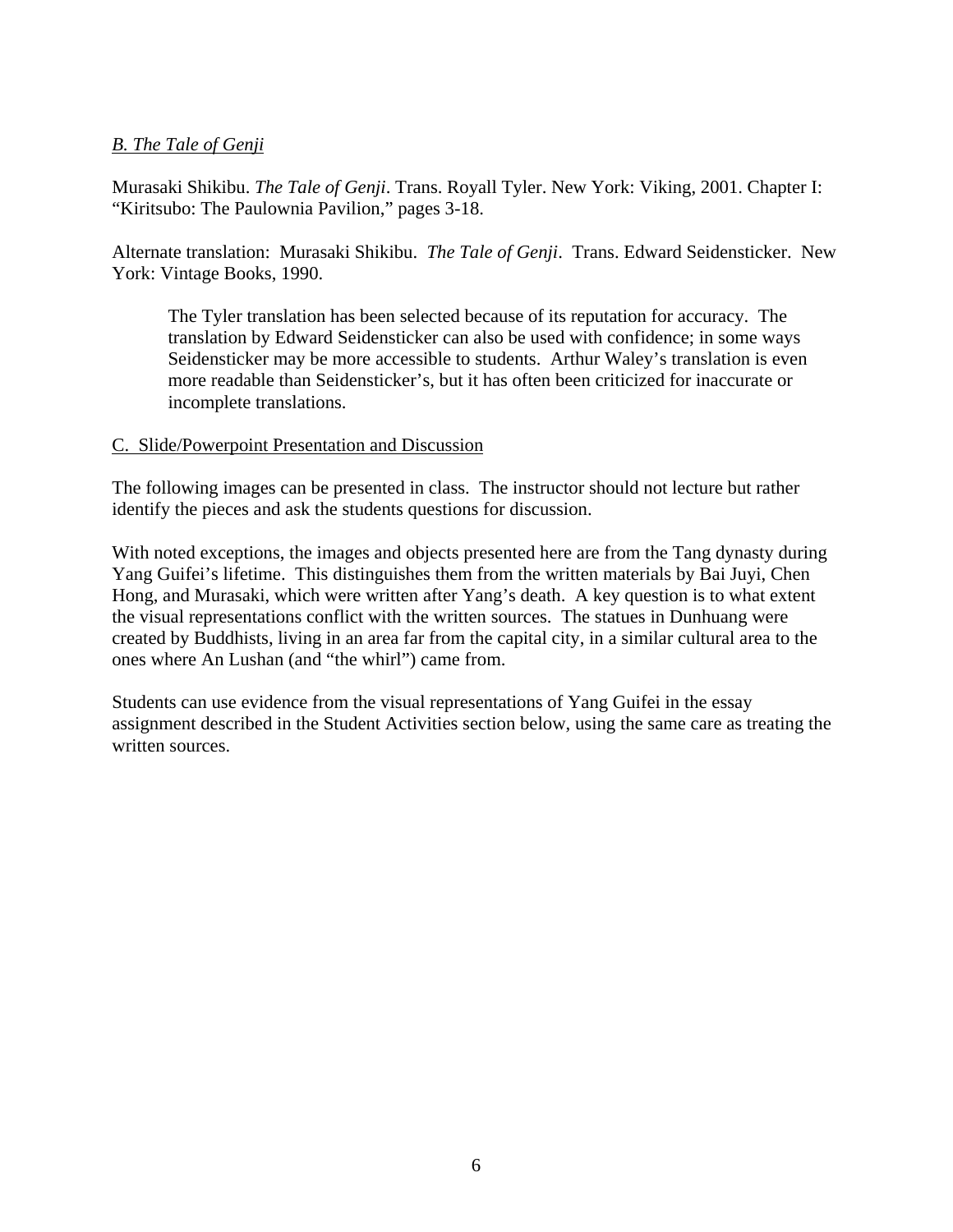*B. The Tale of Genji*

Murasaki Shikibu. *The Tale of Genji*. Trans. Royall Tyler. New York: Viking, 2001. Chapter I: "Kiritsubo: The Paulownia Pavilion," pages 3-18.

Alternate translation: Murasaki Shikibu. *The Tale of Genji*. Trans. Edward Seidensticker. New York: Vintage Books, 1990.

> The Tyler translation has been selected because of its reputation for accuracy. The translation by Edward Seidensticker can also be used with confidence; in some ways Seidensticker may be more accessible to students. Arthur Waley's translation is even more readable than Seidensticker's, but it has often been criticized for inaccurate or incomplete translations.

C. Slide/Powerpoint Presentation and Discussion

The following images can be presented in class. The instructor should not lecture but rather identify the pieces and ask the students questions for discussion.

With noted exceptions, the images and objects presented here are from the Tang dynasty during Yang Guifei's lifetime. This distinguishes them from the written materials by Bai Juyi, Chen Hong, and Murasaki, which were written after Yang's death. A key question is to what extent the visual representations conflict with the written sources. The statues in Dunhuang were created by Buddhists, living in an area far from the capital city, in a similar cultural area to the ones where An Lushan (and "the whirl") came from.

Students can use evidence from the visual representations of Yang Guifei in the essay assignment described in the Student Activities section below, using the same care as treating the written sources.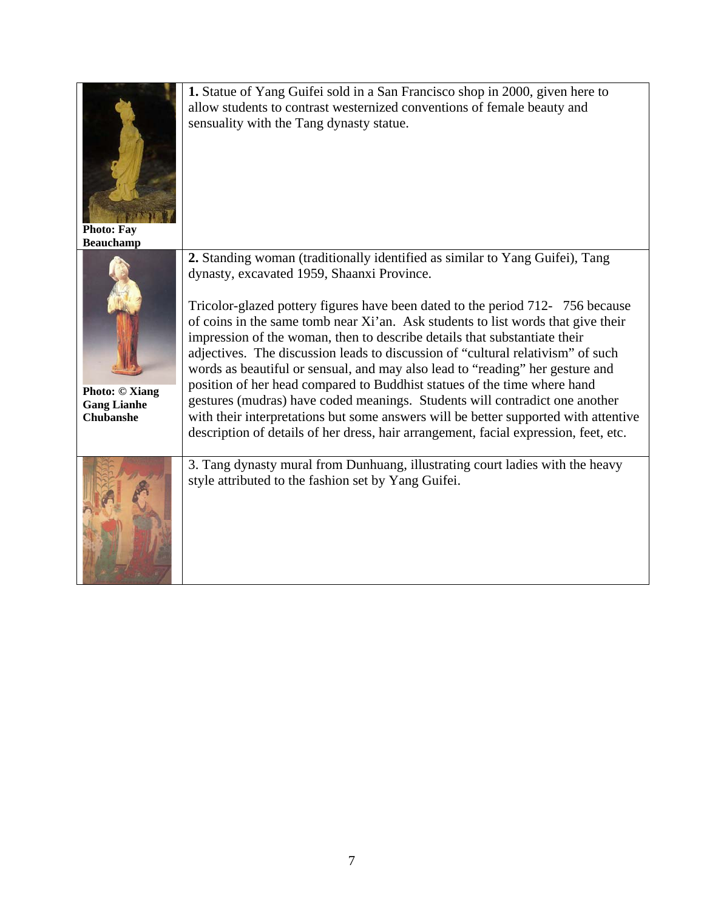| | |
|---|---|
| Photo: Fay Beauchamp | **1.** Statue of Yang Guifei sold in a San Francisco shop in 2000, given here to allow students to contrast westernized conventions of female beauty and sensuality with the Tang dynasty statue. |
| Photo: © Xiang Gang Lianhe Chubanshe | **2.** Standing woman (traditionally identified as similar to Yang Guifei), Tang dynasty, excavated 1959, Shaanxi Province.<br><br>Tricolor-glazed pottery figures have been dated to the period 712- 756 because of coins in the same tomb near Xi'an. Ask students to list words that give their impression of the woman, then to describe details that substantiate their adjectives. The discussion leads to discussion of "cultural relativism" of such words as beautiful or sensual, and may also lead to "reading" her gesture and position of her head compared to Buddhist statues of the time where hand gestures (mudras) have coded meanings. Students will contradict one another with their interpretations but some answers will be better supported with attentive description of details of her dress, hair arrangement, facial expression, feet, etc. |
| | 3. Tang dynasty mural from Dunhuang, illustrating court ladies with the heavy style attributed to the fashion set by Yang Guifei. |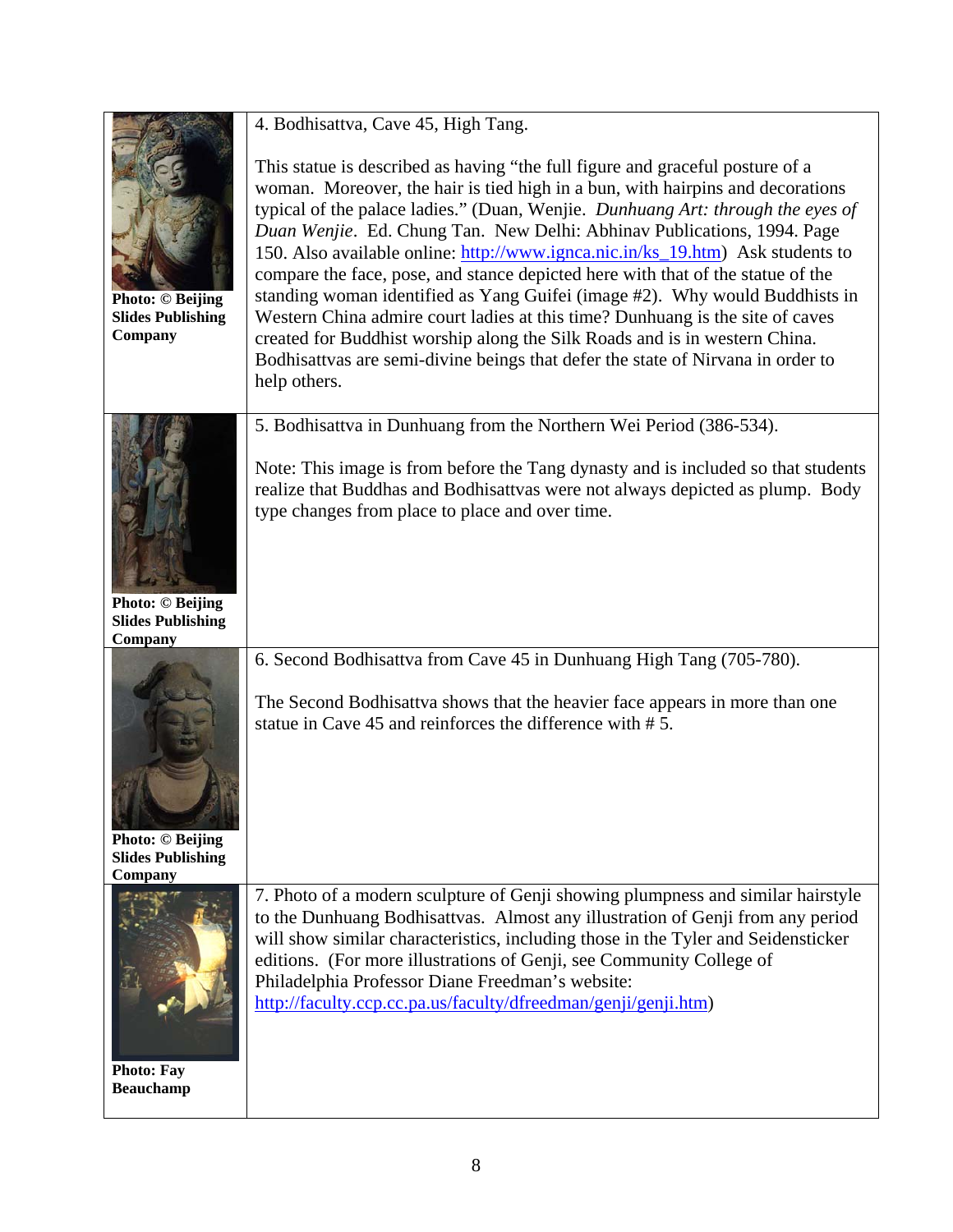| | |
|---|---|
| **Photo: © Beijing Slides Publishing Company** | 4. Bodhisattva, Cave 45, High Tang.<br><br>This statue is described as having "the full figure and graceful posture of a woman. Moreover, the hair is tied high in a bun, with hairpins and decorations typical of the palace ladies." (Duan, Wenjie. *Dunhuang Art: through the eyes of Duan Wenjie*. Ed. Chung Tan. New Delhi: Abhinav Publications, 1994. Page 150. Also available online: [http://www.ignca.nic.in/ks_19.htm](http://www.ignca.nic.in/ks_19.htm)) Ask students to compare the face, pose, and stance depicted here with that of the statue of the standing woman identified as Yang Guifei (image #2). Why would Buddhists in Western China admire court ladies at this time? Dunhuang is the site of caves created for Buddhist worship along the Silk Roads and is in western China. Bodhisattvas are semi-divine beings that defer the state of Nirvana in order to help others. |
| **Photo: © Beijing Slides Publishing Company** | 5. Bodhisattva in Dunhuang from the Northern Wei Period (386-534).<br><br>Note: This image is from before the Tang dynasty and is included so that students realize that Buddhas and Bodhisattvas were not always depicted as plump. Body type changes from place to place and over time. |
| **Photo: © Beijing Slides Publishing Company** | 6. Second Bodhisattva from Cave 45 in Dunhuang High Tang (705-780).<br><br>The Second Bodhisattva shows that the heavier face appears in more than one statue in Cave 45 and reinforces the difference with # 5. |
| **Photo: Fay Beauchamp** | 7. Photo of a modern sculpture of Genji showing plumpness and similar hairstyle to the Dunhuang Bodhisattvas. Almost any illustration of Genji from any period will show similar characteristics, including those in the Tyler and Seidensticker editions. (For more illustrations of Genji, see Community College of Philadelphia Professor Diane Freedman's website: [http://faculty.ccp.cc.pa.us/faculty/dfreedman/genji/genji.htm](http://faculty.ccp.cc.pa.us/faculty/dfreedman/genji/genji.htm)) |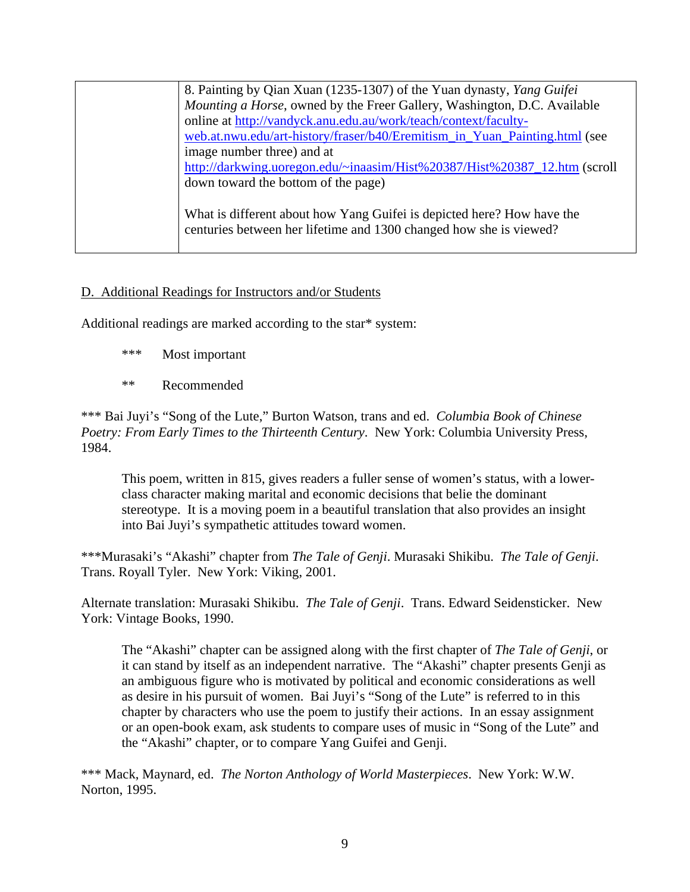| | 8. Painting by Qian Xuan (1235-1307) of the Yuan dynasty, *Yang Guifei Mounting a Horse*, owned by the Freer Gallery, Washington, D.C. Available online at http://vandyck.anu.edu.au/work/teach/context/faculty-web.at.nwu.edu/art-history/fraser/b40/Eremitism_in_Yuan_Painting.html (see image number three) and at http://darkwing.uoregon.edu/~inaasim/Hist%20387/Hist%20387_12.htm (scroll down toward the bottom of the page)<br><br>What is different about how Yang Guifei is depicted here? How have the centuries between her lifetime and 1300 changed how she is viewed? |
|---|---|

## D. Additional Readings for Instructors and/or Students

Additional readings are marked according to the star* system:

- \*\*\* Most important
- \*\* Recommended

\*\*\* Bai Juyi's "Song of the Lute," Burton Watson, trans and ed. *Columbia Book of Chinese Poetry: From Early Times to the Thirteenth Century*. New York: Columbia University Press, 1984.

> This poem, written in 815, gives readers a fuller sense of women's status, with a lower-class character making marital and economic decisions that belie the dominant stereotype. It is a moving poem in a beautiful translation that also provides an insight into Bai Juyi's sympathetic attitudes toward women.

\*\*\*Murasaki's "Akashi" chapter from *The Tale of Genji*. Murasaki Shikibu. *The Tale of Genji*. Trans. Royall Tyler. New York: Viking, 2001.

Alternate translation: Murasaki Shikibu. *The Tale of Genji*. Trans. Edward Seidensticker. New York: Vintage Books, 1990.

> The "Akashi" chapter can be assigned along with the first chapter of *The Tale of Genji*, or it can stand by itself as an independent narrative. The "Akashi" chapter presents Genji as an ambiguous figure who is motivated by political and economic considerations as well as desire in his pursuit of women. Bai Juyi's "Song of the Lute" is referred to in this chapter by characters who use the poem to justify their actions. In an essay assignment or an open-book exam, ask students to compare uses of music in "Song of the Lute" and the "Akashi" chapter, or to compare Yang Guifei and Genji.

\*\*\* Mack, Maynard, ed. *The Norton Anthology of World Masterpieces*. New York: W.W. Norton, 1995.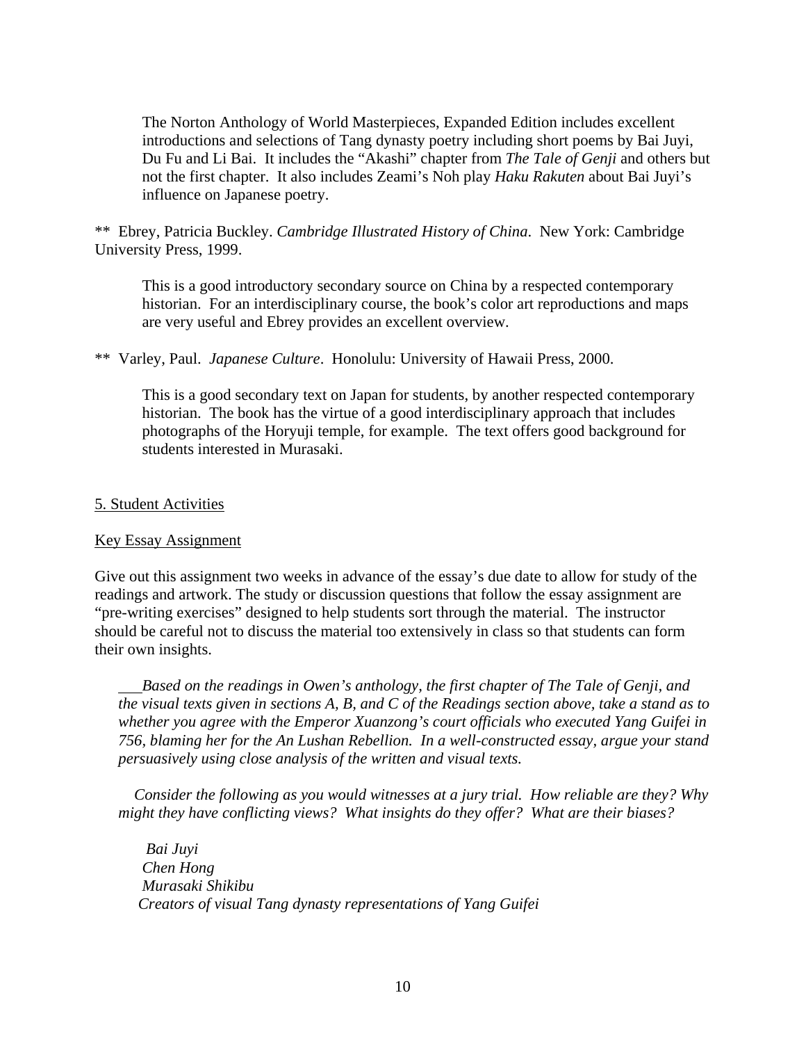The Norton Anthology of World Masterpieces, Expanded Edition includes excellent introductions and selections of Tang dynasty poetry including short poems by Bai Juyi, Du Fu and Li Bai. It includes the "Akashi" chapter from *The Tale of Genji* and others but not the first chapter. It also includes Zeami's Noh play *Haku Rakuten* about Bai Juyi's influence on Japanese poetry.

** Ebrey, Patricia Buckley. *Cambridge Illustrated History of China*. New York: Cambridge University Press, 1999.

This is a good introductory secondary source on China by a respected contemporary historian. For an interdisciplinary course, the book's color art reproductions and maps are very useful and Ebrey provides an excellent overview.

** Varley, Paul. *Japanese Culture*. Honolulu: University of Hawaii Press, 2000.

This is a good secondary text on Japan for students, by another respected contemporary historian. The book has the virtue of a good interdisciplinary approach that includes photographs of the Horyuji temple, for example. The text offers good background for students interested in Murasaki.

## 5. Student Activities

### Key Essay Assignment

Give out this assignment two weeks in advance of the essay's due date to allow for study of the readings and artwork. The study or discussion questions that follow the essay assignment are "pre-writing exercises" designed to help students sort through the material. The instructor should be careful not to discuss the material too extensively in class so that students can form their own insights.

*Based on the readings in Owen's anthology, the first chapter of The Tale of Genji, and the visual texts given in sections A, B, and C of the Readings section above, take a stand as to whether you agree with the Emperor Xuanzong's court officials who executed Yang Guifei in 756, blaming her for the An Lushan Rebellion. In a well-constructed essay, argue your stand persuasively using close analysis of the written and visual texts.*

*Consider the following as you would witnesses at a jury trial. How reliable are they? Why might they have conflicting views? What insights do they offer? What are their biases?*

*Bai Juyi*
*Chen Hong*
*Murasaki Shikibu*
*Creators of visual Tang dynasty representations of Yang Guifei*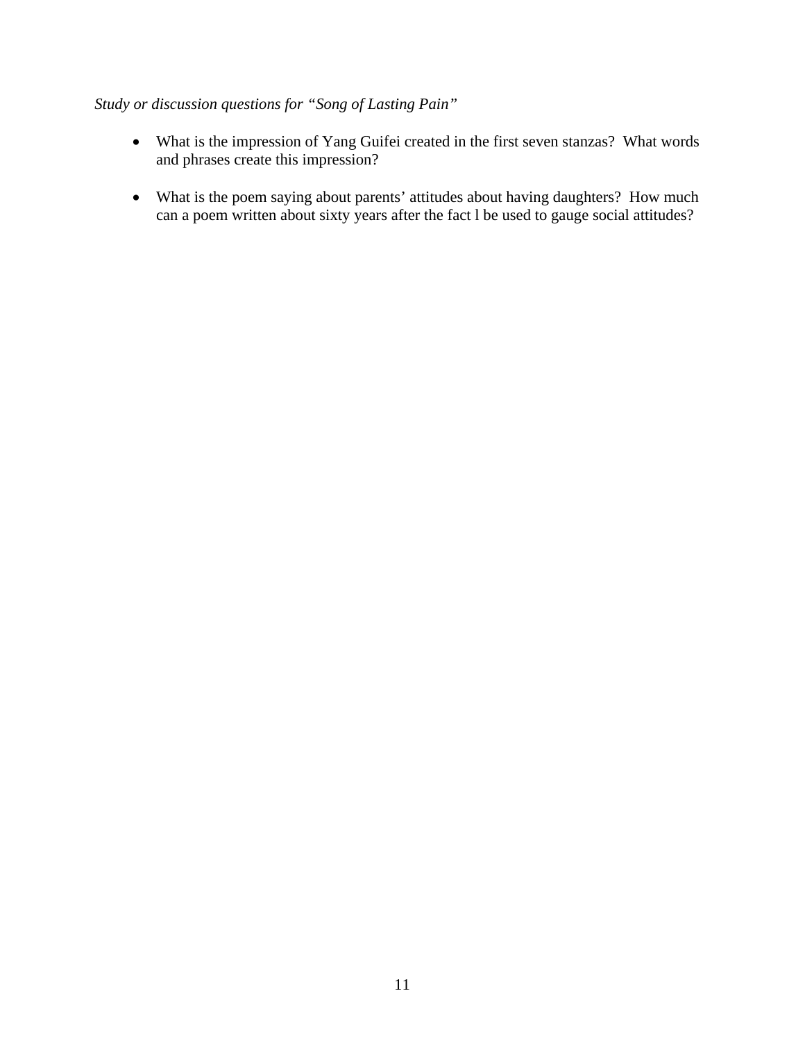*Study or discussion questions for "Song of Lasting Pain"*

- What is the impression of Yang Guifei created in the first seven stanzas? What words and phrases create this impression?

- What is the poem saying about parents' attitudes about having daughters? How much can a poem written about sixty years after the fact l be used to gauge social attitudes?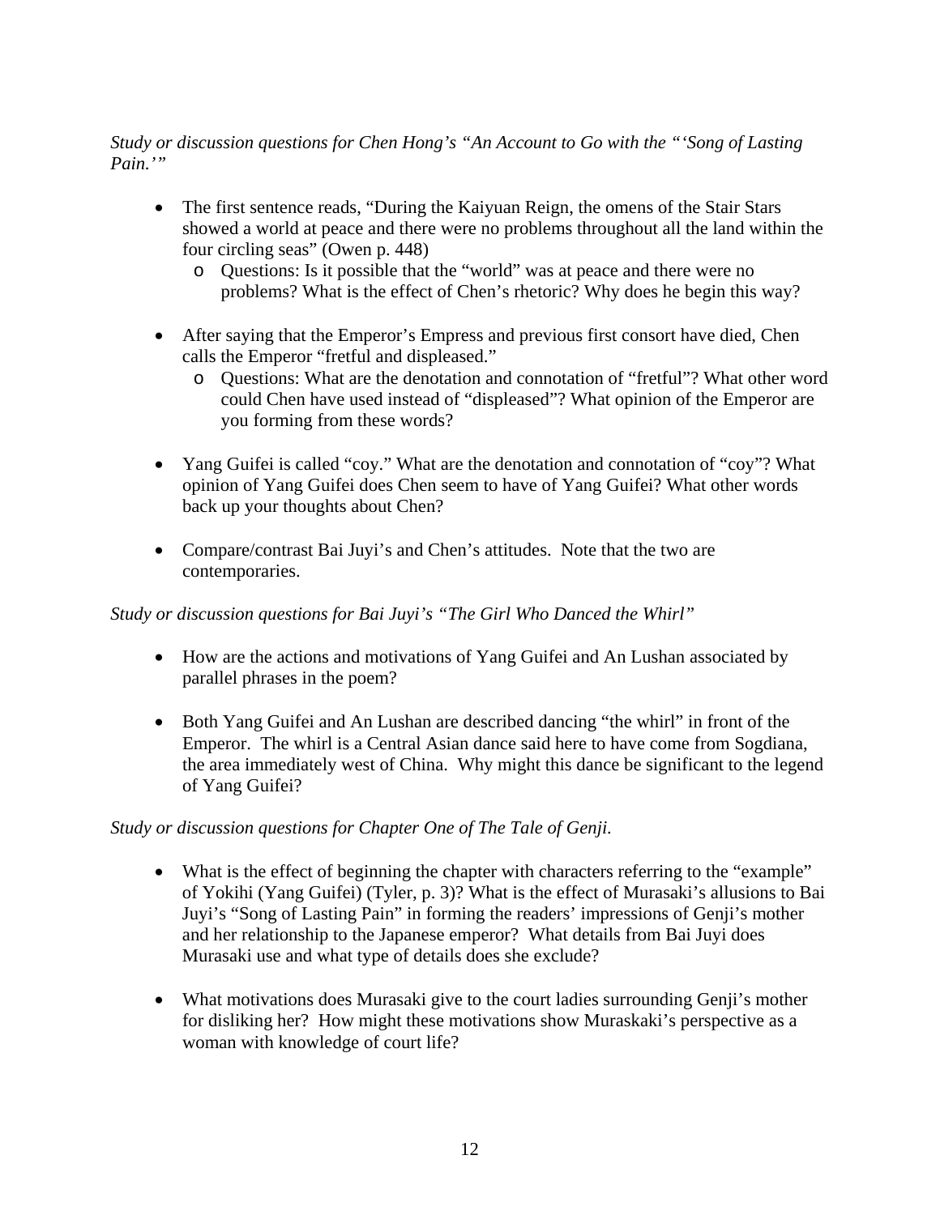*Study or discussion questions for Chen Hong's "An Account to Go with the "'Song of Lasting Pain.'"*

- The first sentence reads, "During the Kaiyuan Reign, the omens of the Stair Stars showed a world at peace and there were no problems throughout all the land within the four circling seas" (Owen p. 448)
    - Questions: Is it possible that the "world" was at peace and there were no problems? What is the effect of Chen's rhetoric? Why does he begin this way?

- After saying that the Emperor's Empress and previous first consort have died, Chen calls the Emperor "fretful and displeased."
    - Questions: What are the denotation and connotation of "fretful"? What other word could Chen have used instead of "displeased"? What opinion of the Emperor are you forming from these words?

- Yang Guifei is called "coy." What are the denotation and connotation of "coy"? What opinion of Yang Guifei does Chen seem to have of Yang Guifei? What other words back up your thoughts about Chen?

- Compare/contrast Bai Juyi's and Chen's attitudes. Note that the two are contemporaries.

*Study or discussion questions for Bai Juyi's "The Girl Who Danced the Whirl"*

- How are the actions and motivations of Yang Guifei and An Lushan associated by parallel phrases in the poem?

- Both Yang Guifei and An Lushan are described dancing "the whirl" in front of the Emperor. The whirl is a Central Asian dance said here to have come from Sogdiana, the area immediately west of China. Why might this dance be significant to the legend of Yang Guifei?

*Study or discussion questions for Chapter One of The Tale of Genji.*

- What is the effect of beginning the chapter with characters referring to the "example" of Yokihi (Yang Guifei) (Tyler, p. 3)? What is the effect of Murasaki's allusions to Bai Juyi's "Song of Lasting Pain" in forming the readers' impressions of Genji's mother and her relationship to the Japanese emperor? What details from Bai Juyi does Murasaki use and what type of details does she exclude?

- What motivations does Murasaki give to the court ladies surrounding Genji's mother for disliking her? How might these motivations show Muraskaki's perspective as a woman with knowledge of court life?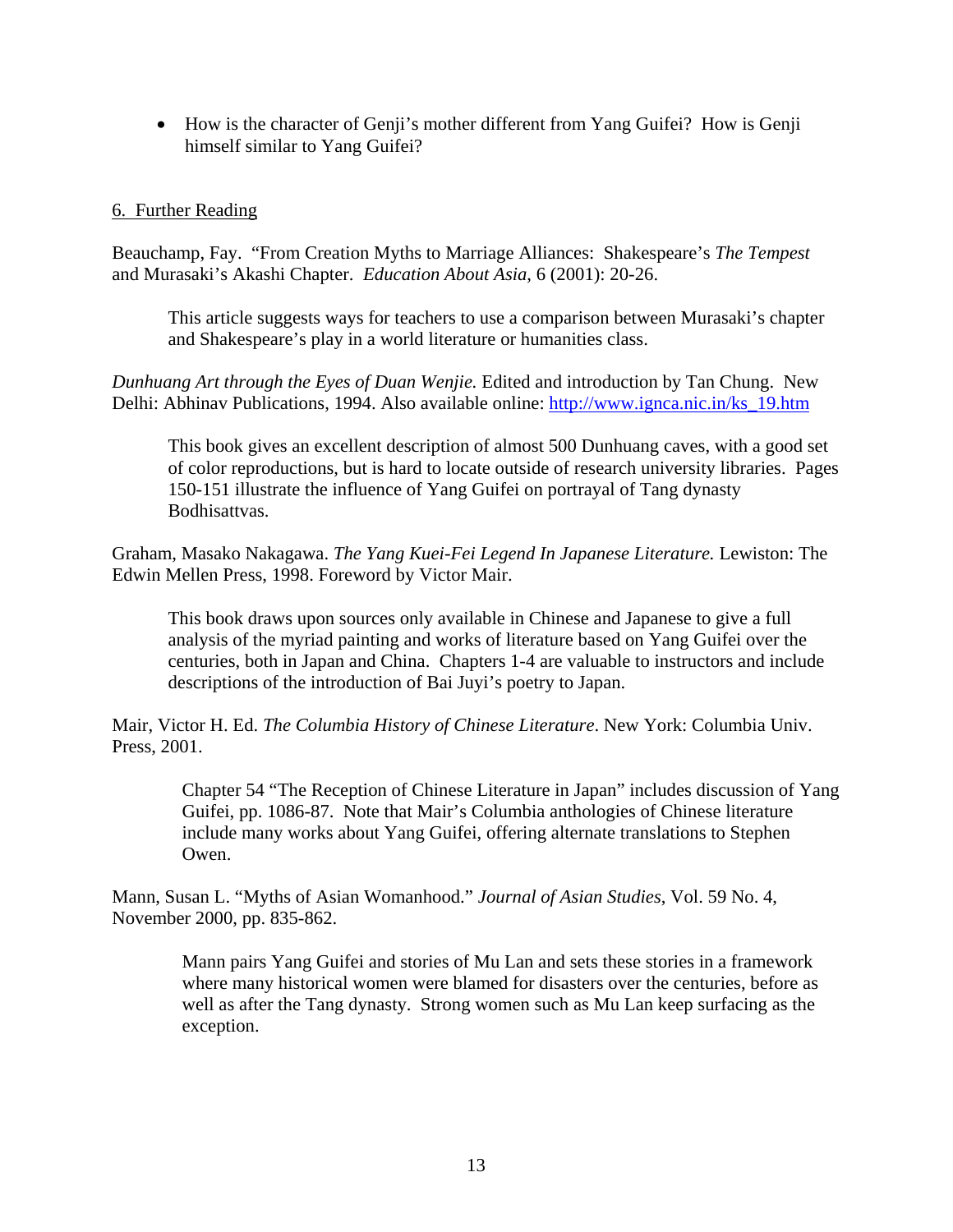- How is the character of Genji's mother different from Yang Guifei? How is Genji himself similar to Yang Guifei?

## 6. Further Reading

Beauchamp, Fay. "From Creation Myths to Marriage Alliances: Shakespeare's *The Tempest* and Murasaki's Akashi Chapter. *Education About Asia*, 6 (2001): 20-26.

> This article suggests ways for teachers to use a comparison between Murasaki's chapter and Shakespeare's play in a world literature or humanities class.

*Dunhuang Art through the Eyes of Duan Wenjie.* Edited and introduction by Tan Chung. New Delhi: Abhinav Publications, 1994. Also available online: [http://www.ignca.nic.in/ks_19.htm](http://www.ignca.nic.in/ks_19.htm)

> This book gives an excellent description of almost 500 Dunhuang caves, with a good set of color reproductions, but is hard to locate outside of research university libraries. Pages 150-151 illustrate the influence of Yang Guifei on portrayal of Tang dynasty Bodhisattvas.

Graham, Masako Nakagawa. *The Yang Kuei-Fei Legend In Japanese Literature.* Lewiston: The Edwin Mellen Press, 1998. Foreword by Victor Mair.

> This book draws upon sources only available in Chinese and Japanese to give a full analysis of the myriad painting and works of literature based on Yang Guifei over the centuries, both in Japan and China. Chapters 1-4 are valuable to instructors and include descriptions of the introduction of Bai Juyi's poetry to Japan.

Mair, Victor H. Ed. *The Columbia History of Chinese Literature*. New York: Columbia Univ. Press, 2001.

> Chapter 54 "The Reception of Chinese Literature in Japan" includes discussion of Yang Guifei, pp. 1086-87. Note that Mair's Columbia anthologies of Chinese literature include many works about Yang Guifei, offering alternate translations to Stephen Owen.

Mann, Susan L. "Myths of Asian Womanhood." *Journal of Asian Studies*, Vol. 59 No. 4, November 2000, pp. 835-862.

> Mann pairs Yang Guifei and stories of Mu Lan and sets these stories in a framework where many historical women were blamed for disasters over the centuries, before as well as after the Tang dynasty. Strong women such as Mu Lan keep surfacing as the exception.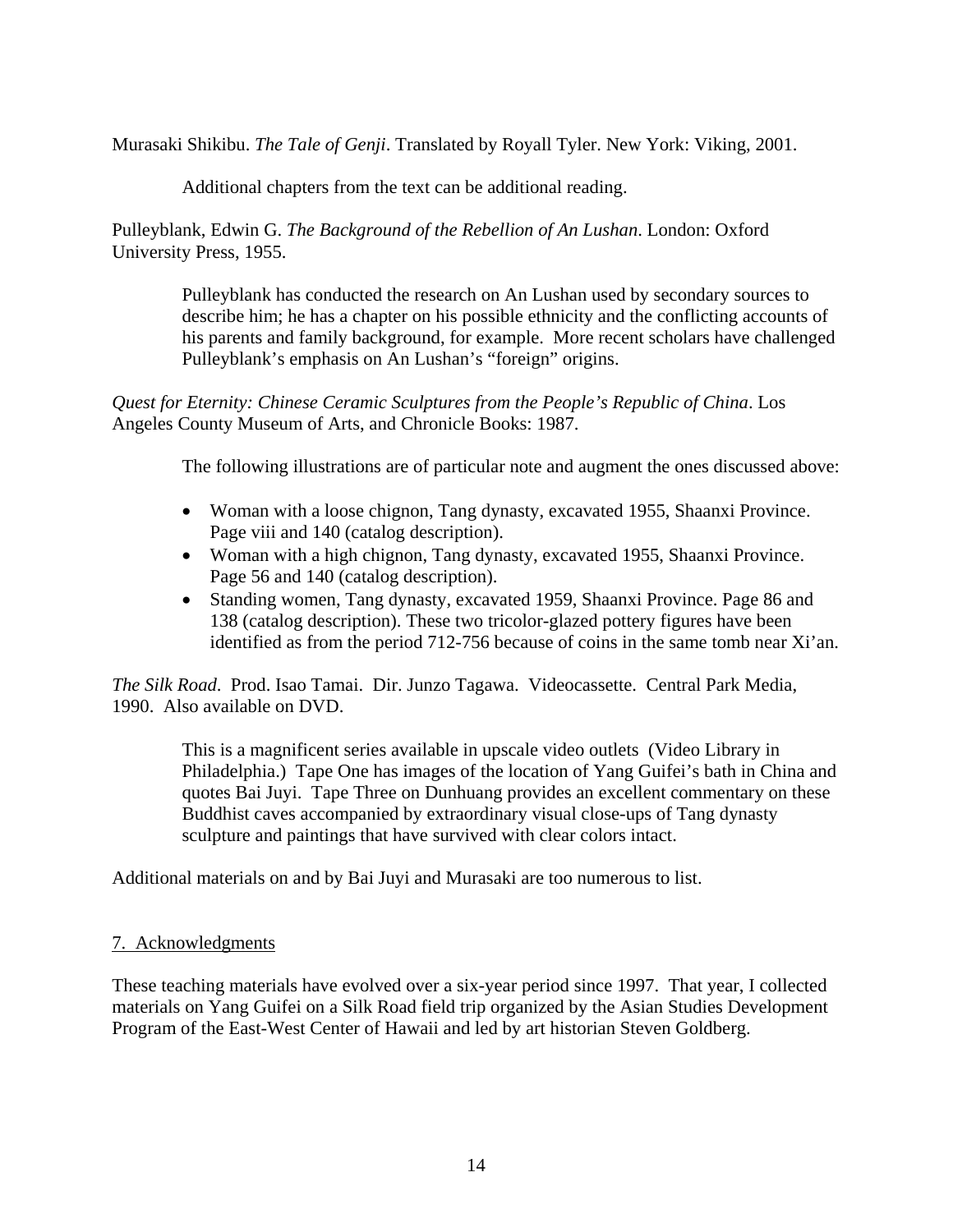Murasaki Shikibu. *The Tale of Genji*. Translated by Royall Tyler. New York: Viking, 2001.

> Additional chapters from the text can be additional reading.

Pulleyblank, Edwin G. *The Background of the Rebellion of An Lushan*. London: Oxford University Press, 1955.

> Pulleyblank has conducted the research on An Lushan used by secondary sources to describe him; he has a chapter on his possible ethnicity and the conflicting accounts of his parents and family background, for example. More recent scholars have challenged Pulleyblank's emphasis on An Lushan's "foreign" origins.

*Quest for Eternity: Chinese Ceramic Sculptures from the People's Republic of China*. Los Angeles County Museum of Arts, and Chronicle Books: 1987.

> The following illustrations are of particular note and augment the ones discussed above:
>
> - Woman with a loose chignon, Tang dynasty, excavated 1955, Shaanxi Province. Page viii and 140 (catalog description).
> - Woman with a high chignon, Tang dynasty, excavated 1955, Shaanxi Province. Page 56 and 140 (catalog description).
> - Standing women, Tang dynasty, excavated 1959, Shaanxi Province. Page 86 and 138 (catalog description). These two tricolor-glazed pottery figures have been identified as from the period 712-756 because of coins in the same tomb near Xi'an.

*The Silk Road*. Prod. Isao Tamai. Dir. Junzo Tagawa. Videocassette. Central Park Media, 1990. Also available on DVD.

> This is a magnificent series available in upscale video outlets (Video Library in Philadelphia.) Tape One has images of the location of Yang Guifei's bath in China and quotes Bai Juyi. Tape Three on Dunhuang provides an excellent commentary on these Buddhist caves accompanied by extraordinary visual close-ups of Tang dynasty sculpture and paintings that have survived with clear colors intact.

Additional materials on and by Bai Juyi and Murasaki are too numerous to list.

## 7. Acknowledgments

These teaching materials have evolved over a six-year period since 1997. That year, I collected materials on Yang Guifei on a Silk Road field trip organized by the Asian Studies Development Program of the East-West Center of Hawaii and led by art historian Steven Goldberg.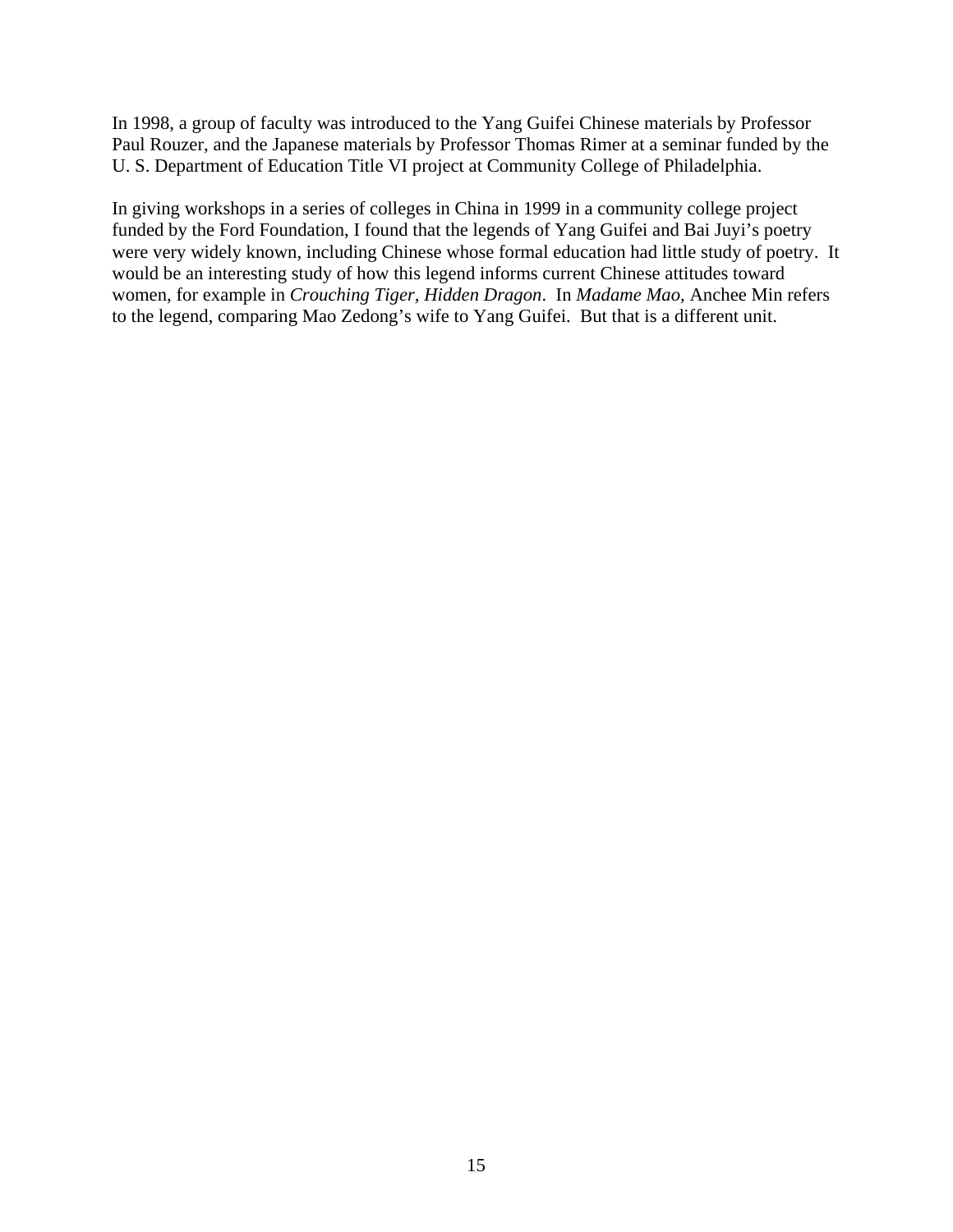In 1998, a group of faculty was introduced to the Yang Guifei Chinese materials by Professor Paul Rouzer, and the Japanese materials by Professor Thomas Rimer at a seminar funded by the U. S. Department of Education Title VI project at Community College of Philadelphia.

In giving workshops in a series of colleges in China in 1999 in a community college project funded by the Ford Foundation, I found that the legends of Yang Guifei and Bai Juyi's poetry were very widely known, including Chinese whose formal education had little study of poetry. It would be an interesting study of how this legend informs current Chinese attitudes toward women, for example in *Crouching Tiger, Hidden Dragon*. In *Madame Mao*, Anchee Min refers to the legend, comparing Mao Zedong's wife to Yang Guifei. But that is a different unit.